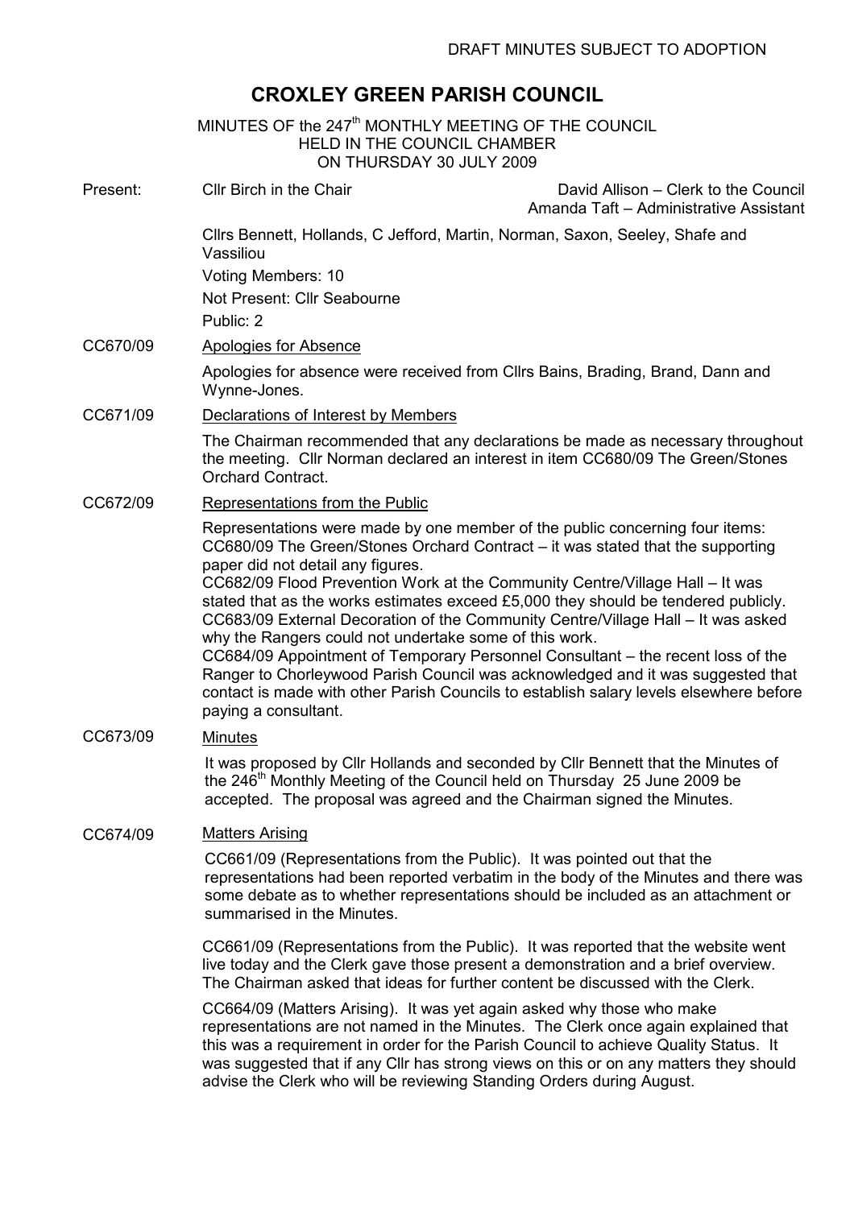DRAFT MINUTES SUBJECT TO ADOPTION

# CROXLEY GREEN PARISH COUNCIL

MINUTES OF the 247th MONTHLY MEETING OF THE COUNCIL
HELD IN THE COUNCIL CHAMBER
ON THURSDAY 30 JULY 2009

**Present:** Cllr Birch in the Chair

David Allison – Clerk to the Council
Amanda Taft – Administrative Assistant

Cllrs Bennett, Hollands, C Jefford, Martin, Norman, Saxon, Seeley, Shafe and Vassiliou

Voting Members: 10

Not Present: Cllr Seabourne

Public: 2

**CC670/09** Apologies for Absence

Apologies for absence were received from Cllrs Bains, Brading, Brand, Dann and Wynne-Jones.

**CC671/09** Declarations of Interest by Members

The Chairman recommended that any declarations be made as necessary throughout the meeting. Cllr Norman declared an interest in item CC680/09 The Green/Stones Orchard Contract.

**CC672/09** Representations from the Public

Representations were made by one member of the public concerning four items:
CC680/09 The Green/Stones Orchard Contract – it was stated that the supporting paper did not detail any figures.
CC682/09 Flood Prevention Work at the Community Centre/Village Hall – It was stated that as the works estimates exceed £5,000 they should be tendered publicly.
CC683/09 External Decoration of the Community Centre/Village Hall – It was asked why the Rangers could not undertake some of this work.
CC684/09 Appointment of Temporary Personnel Consultant – the recent loss of the Ranger to Chorleywood Parish Council was acknowledged and it was suggested that contact is made with other Parish Councils to establish salary levels elsewhere before paying a consultant.

**CC673/09** Minutes

It was proposed by Cllr Hollands and seconded by Cllr Bennett that the Minutes of the 246th Monthly Meeting of the Council held on Thursday 25 June 2009 be accepted. The proposal was agreed and the Chairman signed the Minutes.

**CC674/09** Matters Arising

CC661/09 (Representations from the Public). It was pointed out that the representations had been reported verbatim in the body of the Minutes and there was some debate as to whether representations should be included as an attachment or summarised in the Minutes.

CC661/09 (Representations from the Public). It was reported that the website went live today and the Clerk gave those present a demonstration and a brief overview. The Chairman asked that ideas for further content be discussed with the Clerk.

CC664/09 (Matters Arising). It was yet again asked why those who make representations are not named in the Minutes. The Clerk once again explained that this was a requirement in order for the Parish Council to achieve Quality Status. It was suggested that if any Cllr has strong views on this or on any matters they should advise the Clerk who will be reviewing Standing Orders during August.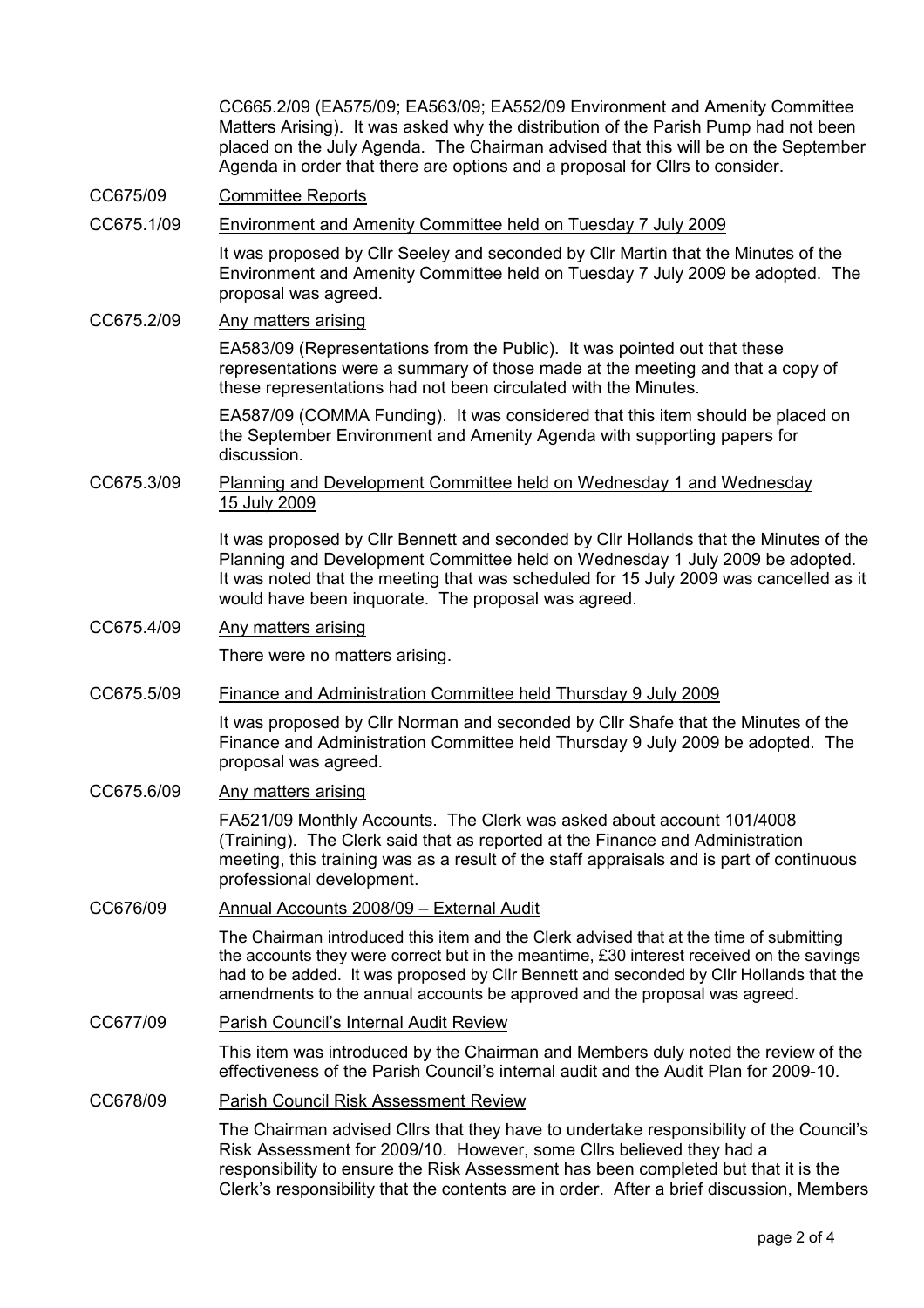CC665.2/09 (EA575/09; EA563/09; EA552/09 Environment and Amenity Committee Matters Arising). It was asked why the distribution of the Parish Pump had not been placed on the July Agenda. The Chairman advised that this will be on the September Agenda in order that there are options and a proposal for Cllrs to consider.

CC675/09 Committee Reports

CC675.1/09 Environment and Amenity Committee held on Tuesday 7 July 2009

It was proposed by Cllr Seeley and seconded by Cllr Martin that the Minutes of the Environment and Amenity Committee held on Tuesday 7 July 2009 be adopted. The proposal was agreed.

CC675.2/09 Any matters arising

EA583/09 (Representations from the Public). It was pointed out that these representations were a summary of those made at the meeting and that a copy of these representations had not been circulated with the Minutes.

EA587/09 (COMMA Funding). It was considered that this item should be placed on the September Environment and Amenity Agenda with supporting papers for discussion.

CC675.3/09 Planning and Development Committee held on Wednesday 1 and Wednesday 15 July 2009

It was proposed by Cllr Bennett and seconded by Cllr Hollands that the Minutes of the Planning and Development Committee held on Wednesday 1 July 2009 be adopted. It was noted that the meeting that was scheduled for 15 July 2009 was cancelled as it would have been inquorate. The proposal was agreed.

CC675.4/09 Any matters arising

There were no matters arising.

CC675.5/09 Finance and Administration Committee held Thursday 9 July 2009

It was proposed by Cllr Norman and seconded by Cllr Shafe that the Minutes of the Finance and Administration Committee held Thursday 9 July 2009 be adopted. The proposal was agreed.

CC675.6/09 Any matters arising

FA521/09 Monthly Accounts. The Clerk was asked about account 101/4008 (Training). The Clerk said that as reported at the Finance and Administration meeting, this training was as a result of the staff appraisals and is part of continuous professional development.

CC676/09 Annual Accounts 2008/09 – External Audit

The Chairman introduced this item and the Clerk advised that at the time of submitting the accounts they were correct but in the meantime, £30 interest received on the savings had to be added. It was proposed by Cllr Bennett and seconded by Cllr Hollands that the amendments to the annual accounts be approved and the proposal was agreed.

CC677/09 Parish Council's Internal Audit Review

This item was introduced by the Chairman and Members duly noted the review of the effectiveness of the Parish Council's internal audit and the Audit Plan for 2009-10.

CC678/09 Parish Council Risk Assessment Review

The Chairman advised Cllrs that they have to undertake responsibility of the Council's Risk Assessment for 2009/10. However, some Cllrs believed they had a responsibility to ensure the Risk Assessment has been completed but that it is the Clerk's responsibility that the contents are in order. After a brief discussion, Members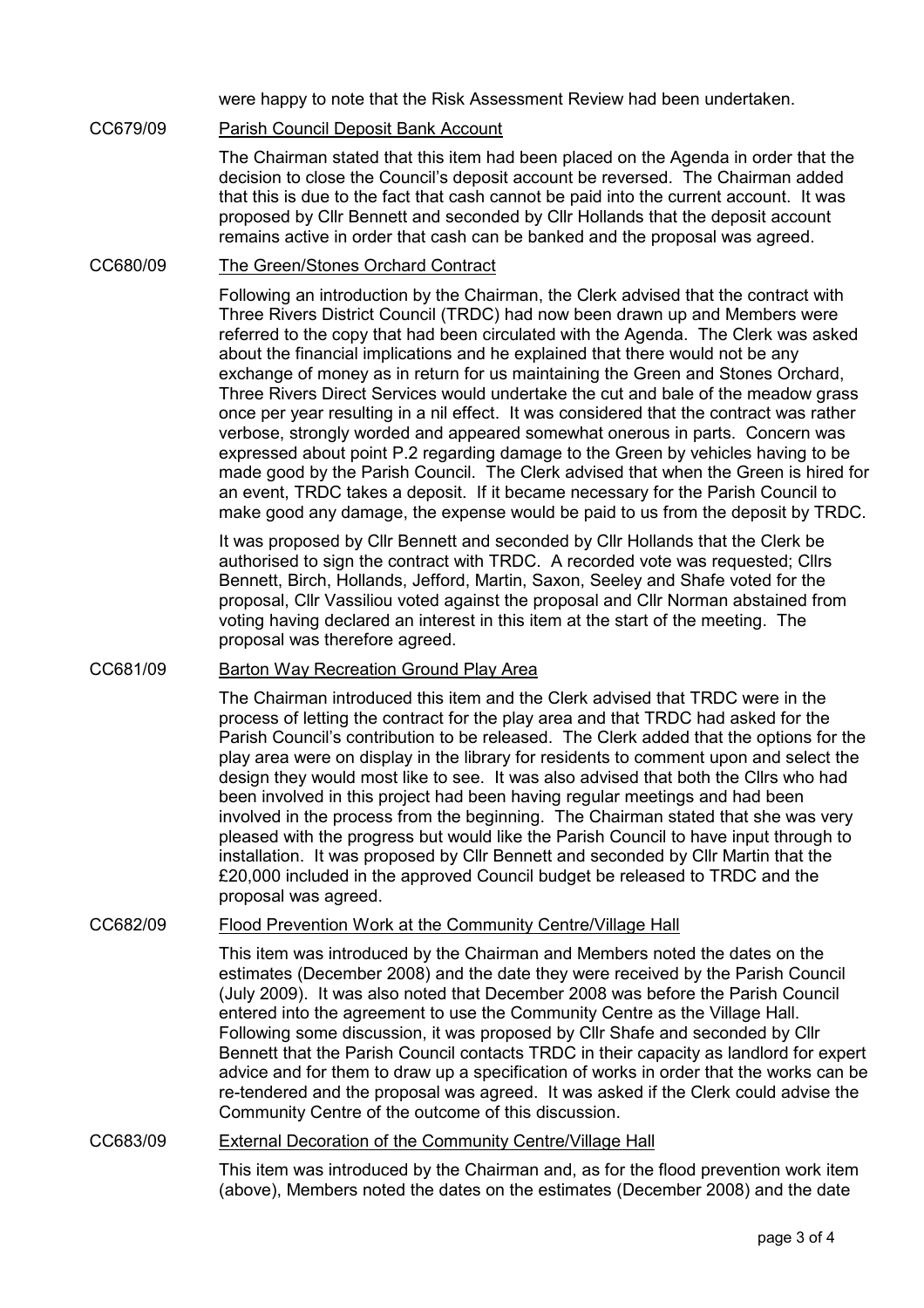were happy to note that the Risk Assessment Review had been undertaken.

CC679/09 Parish Council Deposit Bank Account

The Chairman stated that this item had been placed on the Agenda in order that the decision to close the Council's deposit account be reversed. The Chairman added that this is due to the fact that cash cannot be paid into the current account. It was proposed by Cllr Bennett and seconded by Cllr Hollands that the deposit account remains active in order that cash can be banked and the proposal was agreed.

CC680/09 The Green/Stones Orchard Contract

Following an introduction by the Chairman, the Clerk advised that the contract with Three Rivers District Council (TRDC) had now been drawn up and Members were referred to the copy that had been circulated with the Agenda. The Clerk was asked about the financial implications and he explained that there would not be any exchange of money as in return for us maintaining the Green and Stones Orchard, Three Rivers Direct Services would undertake the cut and bale of the meadow grass once per year resulting in a nil effect. It was considered that the contract was rather verbose, strongly worded and appeared somewhat onerous in parts. Concern was expressed about point P.2 regarding damage to the Green by vehicles having to be made good by the Parish Council. The Clerk advised that when the Green is hired for an event, TRDC takes a deposit. If it became necessary for the Parish Council to make good any damage, the expense would be paid to us from the deposit by TRDC.

It was proposed by Cllr Bennett and seconded by Cllr Hollands that the Clerk be authorised to sign the contract with TRDC. A recorded vote was requested; Cllrs Bennett, Birch, Hollands, Jefford, Martin, Saxon, Seeley and Shafe voted for the proposal, Cllr Vassiliou voted against the proposal and Cllr Norman abstained from voting having declared an interest in this item at the start of the meeting. The proposal was therefore agreed.

CC681/09 Barton Way Recreation Ground Play Area

The Chairman introduced this item and the Clerk advised that TRDC were in the process of letting the contract for the play area and that TRDC had asked for the Parish Council's contribution to be released. The Clerk added that the options for the play area were on display in the library for residents to comment upon and select the design they would most like to see. It was also advised that both the Cllrs who had been involved in this project had been having regular meetings and had been involved in the process from the beginning. The Chairman stated that she was very pleased with the progress but would like the Parish Council to have input through to installation. It was proposed by Cllr Bennett and seconded by Cllr Martin that the £20,000 included in the approved Council budget be released to TRDC and the proposal was agreed.

CC682/09 Flood Prevention Work at the Community Centre/Village Hall

This item was introduced by the Chairman and Members noted the dates on the estimates (December 2008) and the date they were received by the Parish Council (July 2009). It was also noted that December 2008 was before the Parish Council entered into the agreement to use the Community Centre as the Village Hall. Following some discussion, it was proposed by Cllr Shafe and seconded by Cllr Bennett that the Parish Council contacts TRDC in their capacity as landlord for expert advice and for them to draw up a specification of works in order that the works can be re-tendered and the proposal was agreed. It was asked if the Clerk could advise the Community Centre of the outcome of this discussion.

CC683/09 External Decoration of the Community Centre/Village Hall

This item was introduced by the Chairman and, as for the flood prevention work item (above), Members noted the dates on the estimates (December 2008) and the date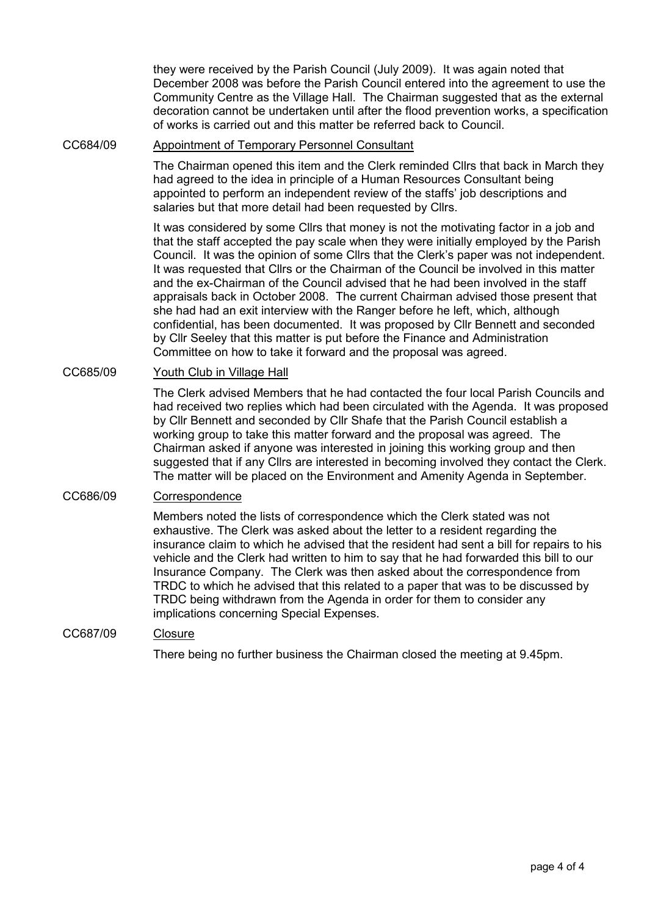they were received by the Parish Council (July 2009). It was again noted that December 2008 was before the Parish Council entered into the agreement to use the Community Centre as the Village Hall. The Chairman suggested that as the external decoration cannot be undertaken until after the flood prevention works, a specification of works is carried out and this matter be referred back to Council.

**CC684/09** Appointment of Temporary Personnel Consultant

The Chairman opened this item and the Clerk reminded Cllrs that back in March they had agreed to the idea in principle of a Human Resources Consultant being appointed to perform an independent review of the staffs' job descriptions and salaries but that more detail had been requested by Cllrs.

It was considered by some Cllrs that money is not the motivating factor in a job and that the staff accepted the pay scale when they were initially employed by the Parish Council. It was the opinion of some Cllrs that the Clerk's paper was not independent. It was requested that Cllrs or the Chairman of the Council be involved in this matter and the ex-Chairman of the Council advised that he had been involved in the staff appraisals back in October 2008. The current Chairman advised those present that she had had an exit interview with the Ranger before he left, which, although confidential, has been documented. It was proposed by Cllr Bennett and seconded by Cllr Seeley that this matter is put before the Finance and Administration Committee on how to take it forward and the proposal was agreed.

**CC685/09** Youth Club in Village Hall

The Clerk advised Members that he had contacted the four local Parish Councils and had received two replies which had been circulated with the Agenda. It was proposed by Cllr Bennett and seconded by Cllr Shafe that the Parish Council establish a working group to take this matter forward and the proposal was agreed. The Chairman asked if anyone was interested in joining this working group and then suggested that if any Cllrs are interested in becoming involved they contact the Clerk. The matter will be placed on the Environment and Amenity Agenda in September.

**CC686/09** Correspondence

Members noted the lists of correspondence which the Clerk stated was not exhaustive. The Clerk was asked about the letter to a resident regarding the insurance claim to which he advised that the resident had sent a bill for repairs to his vehicle and the Clerk had written to him to say that he had forwarded this bill to our Insurance Company. The Clerk was then asked about the correspondence from TRDC to which he advised that this related to a paper that was to be discussed by TRDC being withdrawn from the Agenda in order for them to consider any implications concerning Special Expenses.

**CC687/09** Closure

There being no further business the Chairman closed the meeting at 9.45pm.